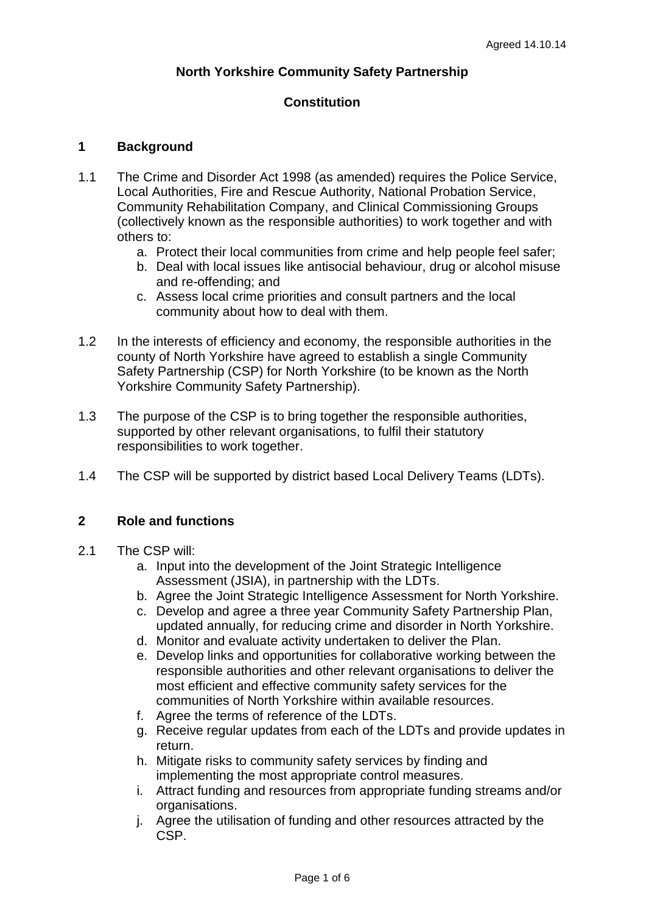Agreed 14.10.14

**North Yorkshire Community Safety Partnership**

**Constitution**

## 1 Background

1.1 The Crime and Disorder Act 1998 (as amended) requires the Police Service, Local Authorities, Fire and Rescue Authority, National Probation Service, Community Rehabilitation Company, and Clinical Commissioning Groups (collectively known as the responsible authorities) to work together and with others to:

a. Protect their local communities from crime and help people feel safer;
b. Deal with local issues like antisocial behaviour, drug or alcohol misuse and re-offending; and
c. Assess local crime priorities and consult partners and the local community about how to deal with them.

1.2 In the interests of efficiency and economy, the responsible authorities in the county of North Yorkshire have agreed to establish a single Community Safety Partnership (CSP) for North Yorkshire (to be known as the North Yorkshire Community Safety Partnership).

1.3 The purpose of the CSP is to bring together the responsible authorities, supported by other relevant organisations, to fulfil their statutory responsibilities to work together.

1.4 The CSP will be supported by district based Local Delivery Teams (LDTs).

## 2 Role and functions

2.1 The CSP will:

a. Input into the development of the Joint Strategic Intelligence Assessment (JSIA), in partnership with the LDTs.
b. Agree the Joint Strategic Intelligence Assessment for North Yorkshire.
c. Develop and agree a three year Community Safety Partnership Plan, updated annually, for reducing crime and disorder in North Yorkshire.
d. Monitor and evaluate activity undertaken to deliver the Plan.
e. Develop links and opportunities for collaborative working between the responsible authorities and other relevant organisations to deliver the most efficient and effective community safety services for the communities of North Yorkshire within available resources.
f. Agree the terms of reference of the LDTs.
g. Receive regular updates from each of the LDTs and provide updates in return.
h. Mitigate risks to community safety services by finding and implementing the most appropriate control measures.
i. Attract funding and resources from appropriate funding streams and/or organisations.
j. Agree the utilisation of funding and other resources attracted by the CSP.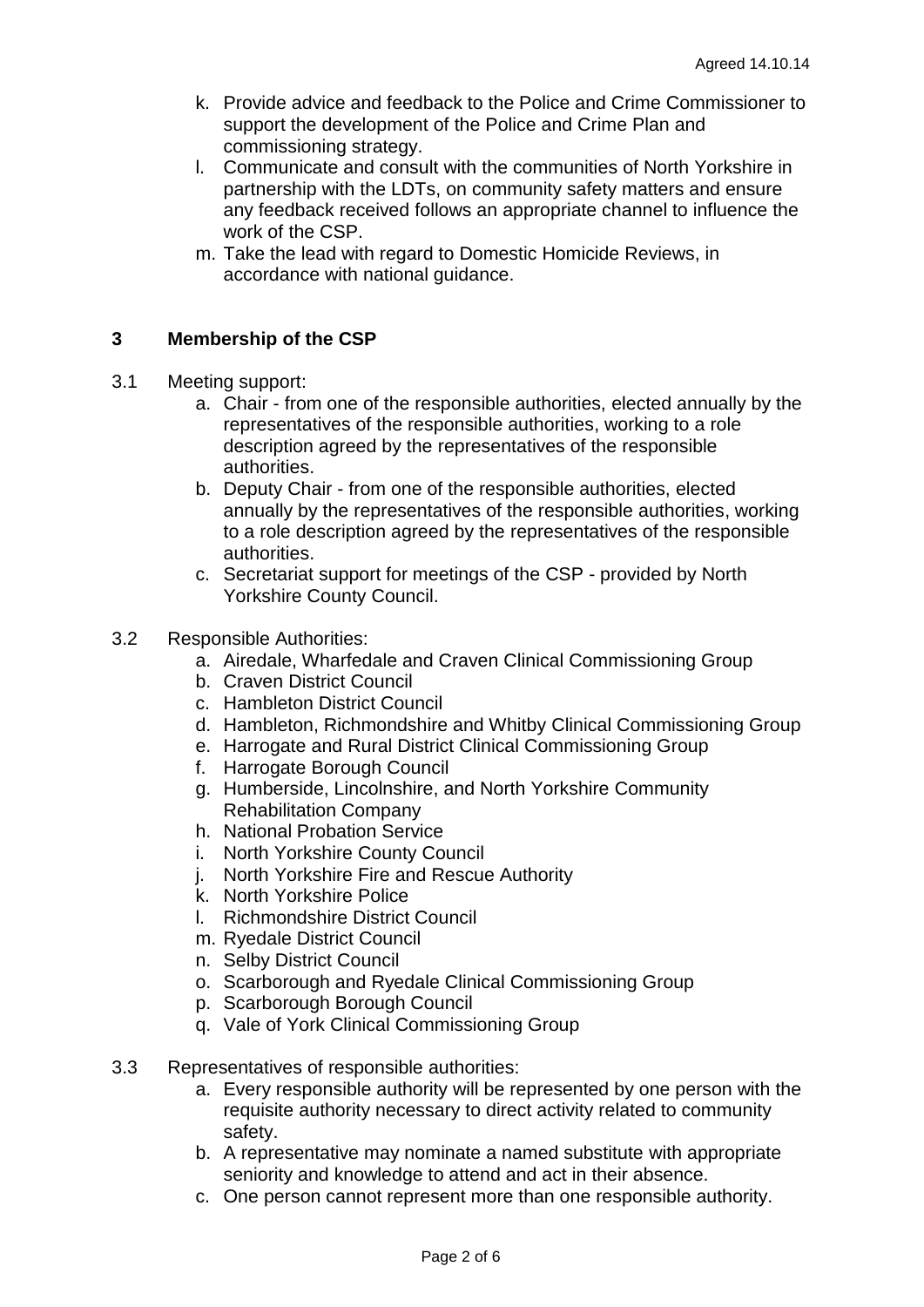k. Provide advice and feedback to the Police and Crime Commissioner to support the development of the Police and Crime Plan and commissioning strategy.
l. Communicate and consult with the communities of North Yorkshire in partnership with the LDTs, on community safety matters and ensure any feedback received follows an appropriate channel to influence the work of the CSP.
m. Take the lead with regard to Domestic Homicide Reviews, in accordance with national guidance.

## 3 Membership of the CSP

3.1 Meeting support:

a. Chair - from one of the responsible authorities, elected annually by the representatives of the responsible authorities, working to a role description agreed by the representatives of the responsible authorities.
b. Deputy Chair - from one of the responsible authorities, elected annually by the representatives of the responsible authorities, working to a role description agreed by the representatives of the responsible authorities.
c. Secretariat support for meetings of the CSP - provided by North Yorkshire County Council.

3.2 Responsible Authorities:

a. Airedale, Wharfedale and Craven Clinical Commissioning Group
b. Craven District Council
c. Hambleton District Council
d. Hambleton, Richmondshire and Whitby Clinical Commissioning Group
e. Harrogate and Rural District Clinical Commissioning Group
f. Harrogate Borough Council
g. Humberside, Lincolnshire, and North Yorkshire Community Rehabilitation Company
h. National Probation Service
i. North Yorkshire County Council
j. North Yorkshire Fire and Rescue Authority
k. North Yorkshire Police
l. Richmondshire District Council
m. Ryedale District Council
n. Selby District Council
o. Scarborough and Ryedale Clinical Commissioning Group
p. Scarborough Borough Council
q. Vale of York Clinical Commissioning Group

3.3 Representatives of responsible authorities:

a. Every responsible authority will be represented by one person with the requisite authority necessary to direct activity related to community safety.
b. A representative may nominate a named substitute with appropriate seniority and knowledge to attend and act in their absence.
c. One person cannot represent more than one responsible authority.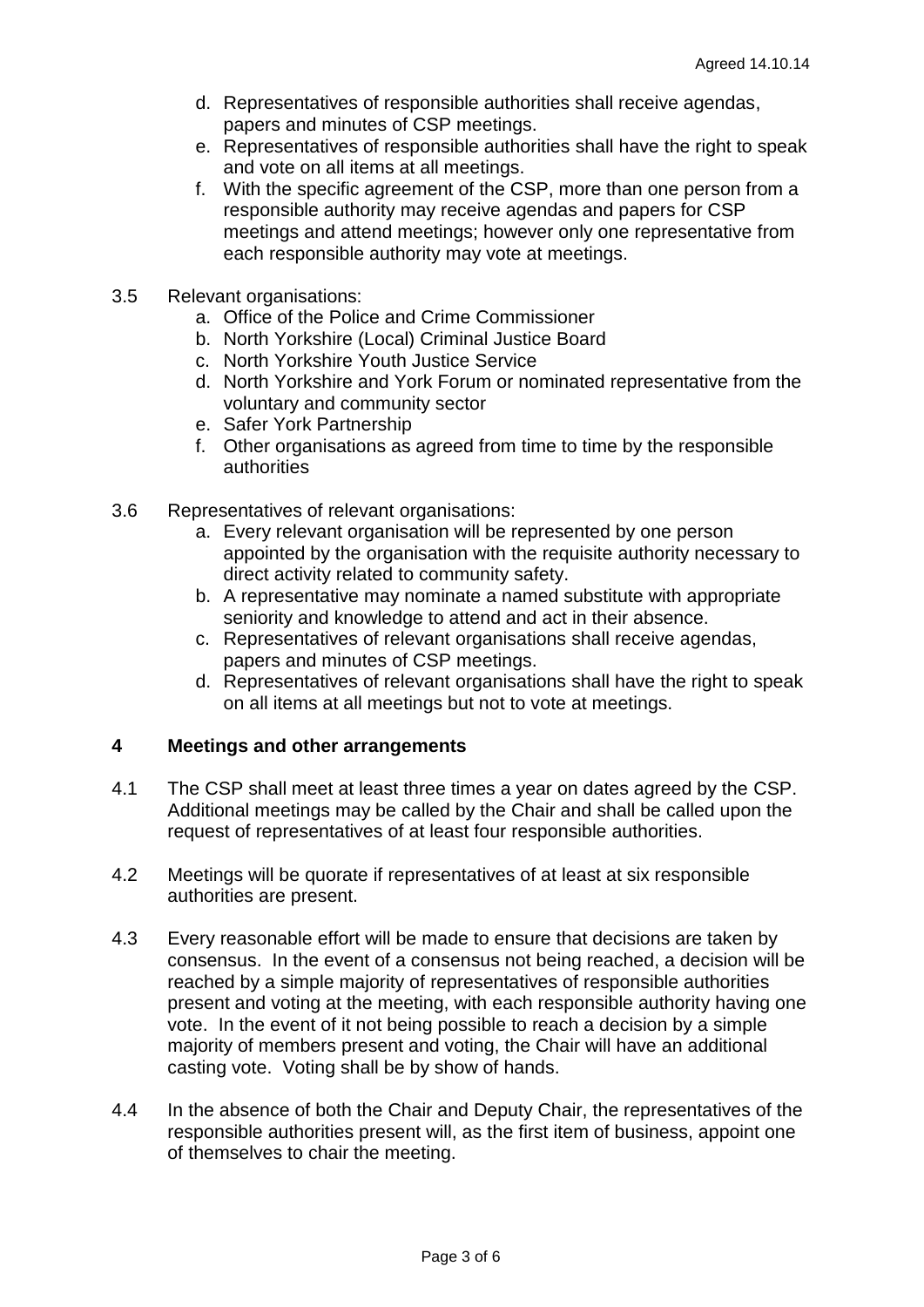d. Representatives of responsible authorities shall receive agendas, papers and minutes of CSP meetings.
e. Representatives of responsible authorities shall have the right to speak and vote on all items at all meetings.
f. With the specific agreement of the CSP, more than one person from a responsible authority may receive agendas and papers for CSP meetings and attend meetings; however only one representative from each responsible authority may vote at meetings.

3.5 Relevant organisations:

a. Office of the Police and Crime Commissioner
b. North Yorkshire (Local) Criminal Justice Board
c. North Yorkshire Youth Justice Service
d. North Yorkshire and York Forum or nominated representative from the voluntary and community sector
e. Safer York Partnership
f. Other organisations as agreed from time to time by the responsible authorities

3.6 Representatives of relevant organisations:

a. Every relevant organisation will be represented by one person appointed by the organisation with the requisite authority necessary to direct activity related to community safety.
b. A representative may nominate a named substitute with appropriate seniority and knowledge to attend and act in their absence.
c. Representatives of relevant organisations shall receive agendas, papers and minutes of CSP meetings.
d. Representatives of relevant organisations shall have the right to speak on all items at all meetings but not to vote at meetings.

## 4 Meetings and other arrangements

4.1 The CSP shall meet at least three times a year on dates agreed by the CSP. Additional meetings may be called by the Chair and shall be called upon the request of representatives of at least four responsible authorities.

4.2 Meetings will be quorate if representatives of at least at six responsible authorities are present.

4.3 Every reasonable effort will be made to ensure that decisions are taken by consensus. In the event of a consensus not being reached, a decision will be reached by a simple majority of representatives of responsible authorities present and voting at the meeting, with each responsible authority having one vote. In the event of it not being possible to reach a decision by a simple majority of members present and voting, the Chair will have an additional casting vote. Voting shall be by show of hands.

4.4 In the absence of both the Chair and Deputy Chair, the representatives of the responsible authorities present will, as the first item of business, appoint one of themselves to chair the meeting.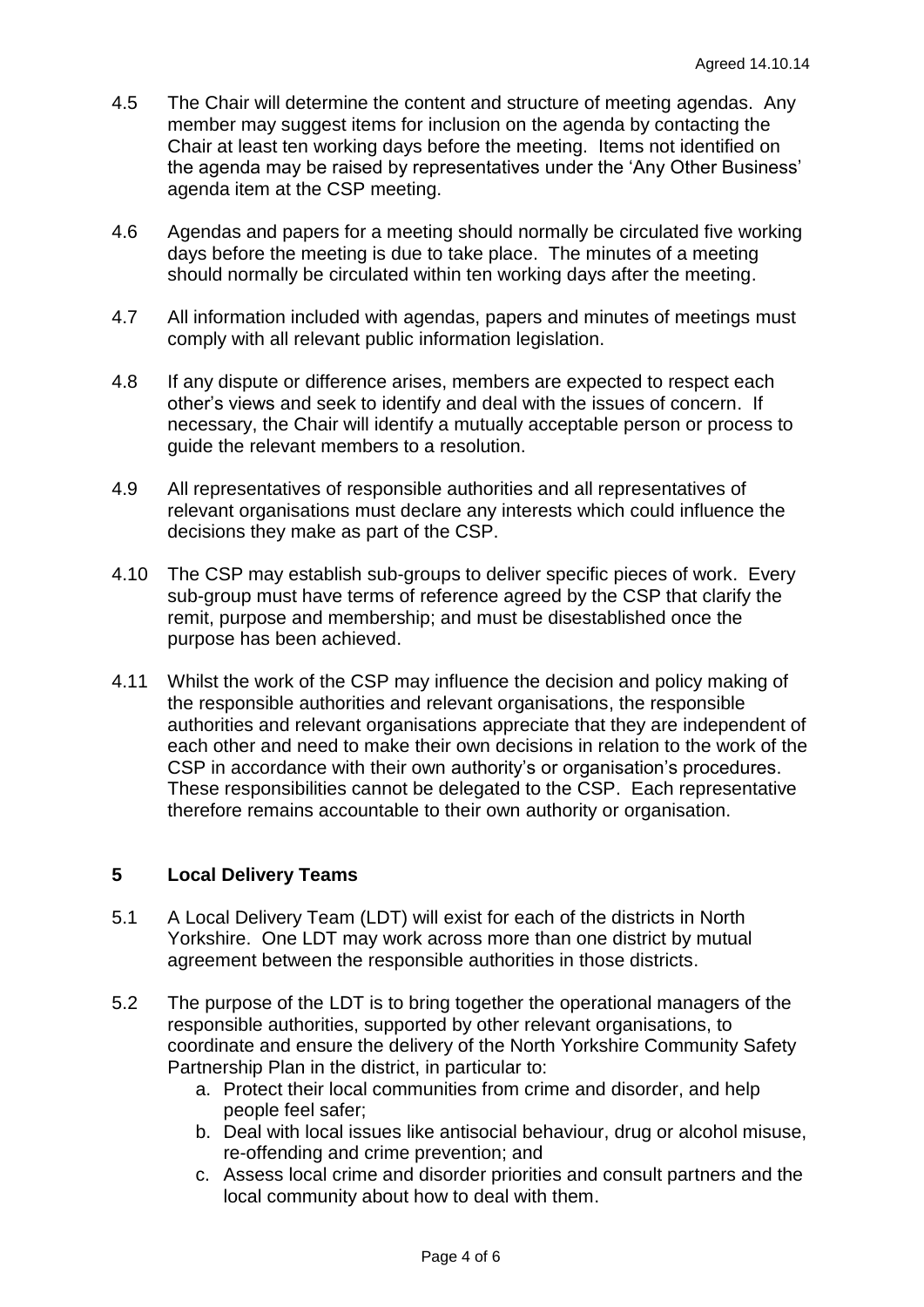4.5 The Chair will determine the content and structure of meeting agendas. Any member may suggest items for inclusion on the agenda by contacting the Chair at least ten working days before the meeting. Items not identified on the agenda may be raised by representatives under the 'Any Other Business' agenda item at the CSP meeting.

4.6 Agendas and papers for a meeting should normally be circulated five working days before the meeting is due to take place. The minutes of a meeting should normally be circulated within ten working days after the meeting.

4.7 All information included with agendas, papers and minutes of meetings must comply with all relevant public information legislation.

4.8 If any dispute or difference arises, members are expected to respect each other's views and seek to identify and deal with the issues of concern. If necessary, the Chair will identify a mutually acceptable person or process to guide the relevant members to a resolution.

4.9 All representatives of responsible authorities and all representatives of relevant organisations must declare any interests which could influence the decisions they make as part of the CSP.

4.10 The CSP may establish sub-groups to deliver specific pieces of work. Every sub-group must have terms of reference agreed by the CSP that clarify the remit, purpose and membership; and must be disestablished once the purpose has been achieved.

4.11 Whilst the work of the CSP may influence the decision and policy making of the responsible authorities and relevant organisations, the responsible authorities and relevant organisations appreciate that they are independent of each other and need to make their own decisions in relation to the work of the CSP in accordance with their own authority's or organisation's procedures. These responsibilities cannot be delegated to the CSP. Each representative therefore remains accountable to their own authority or organisation.

## 5 Local Delivery Teams

5.1 A Local Delivery Team (LDT) will exist for each of the districts in North Yorkshire. One LDT may work across more than one district by mutual agreement between the responsible authorities in those districts.

5.2 The purpose of the LDT is to bring together the operational managers of the responsible authorities, supported by other relevant organisations, to coordinate and ensure the delivery of the North Yorkshire Community Safety Partnership Plan in the district, in particular to:

   a. Protect their local communities from crime and disorder, and help people feel safer;
   b. Deal with local issues like antisocial behaviour, drug or alcohol misuse, re-offending and crime prevention; and
   c. Assess local crime and disorder priorities and consult partners and the local community about how to deal with them.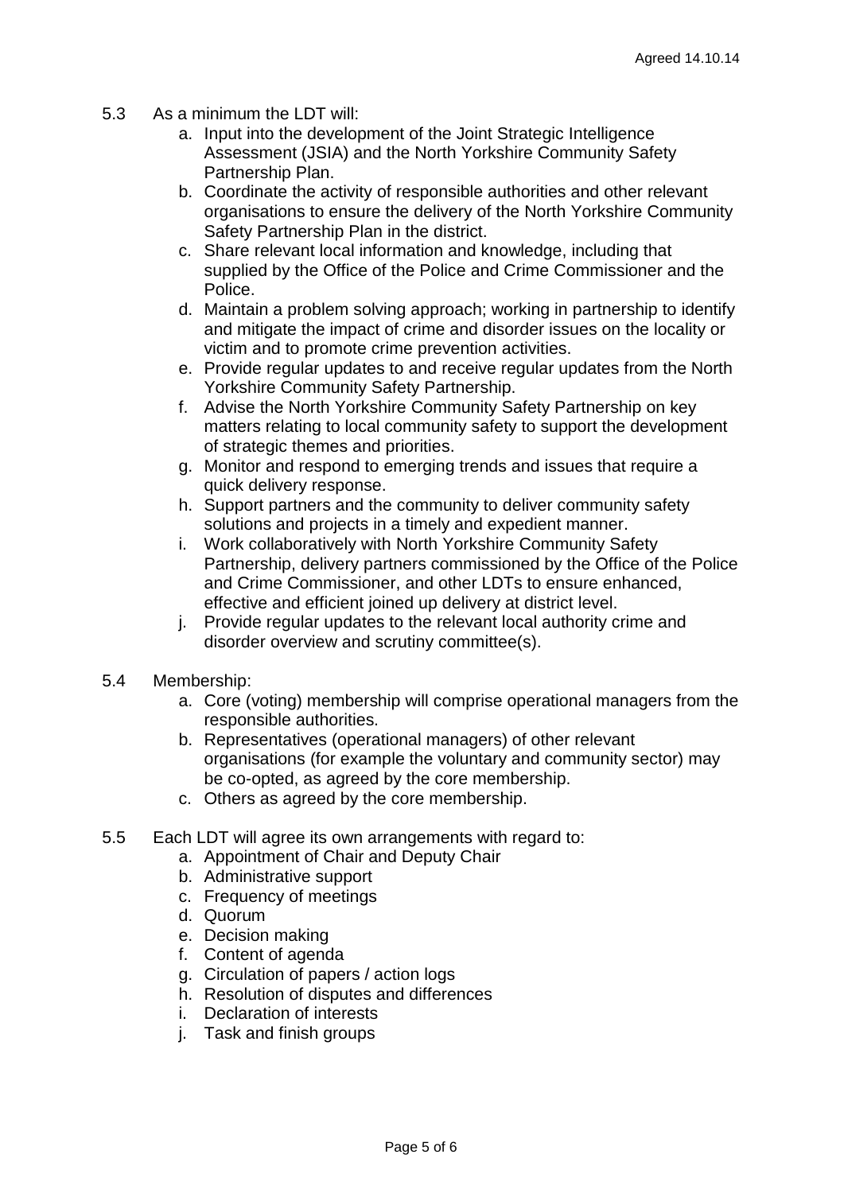5.3 As a minimum the LDT will:

a. Input into the development of the Joint Strategic Intelligence Assessment (JSIA) and the North Yorkshire Community Safety Partnership Plan.
b. Coordinate the activity of responsible authorities and other relevant organisations to ensure the delivery of the North Yorkshire Community Safety Partnership Plan in the district.
c. Share relevant local information and knowledge, including that supplied by the Office of the Police and Crime Commissioner and the Police.
d. Maintain a problem solving approach; working in partnership to identify and mitigate the impact of crime and disorder issues on the locality or victim and to promote crime prevention activities.
e. Provide regular updates to and receive regular updates from the North Yorkshire Community Safety Partnership.
f. Advise the North Yorkshire Community Safety Partnership on key matters relating to local community safety to support the development of strategic themes and priorities.
g. Monitor and respond to emerging trends and issues that require a quick delivery response.
h. Support partners and the community to deliver community safety solutions and projects in a timely and expedient manner.
i. Work collaboratively with North Yorkshire Community Safety Partnership, delivery partners commissioned by the Office of the Police and Crime Commissioner, and other LDTs to ensure enhanced, effective and efficient joined up delivery at district level.
j. Provide regular updates to the relevant local authority crime and disorder overview and scrutiny committee(s).

5.4 Membership:

a. Core (voting) membership will comprise operational managers from the responsible authorities.
b. Representatives (operational managers) of other relevant organisations (for example the voluntary and community sector) may be co-opted, as agreed by the core membership.
c. Others as agreed by the core membership.

5.5 Each LDT will agree its own arrangements with regard to:

a. Appointment of Chair and Deputy Chair
b. Administrative support
c. Frequency of meetings
d. Quorum
e. Decision making
f. Content of agenda
g. Circulation of papers / action logs
h. Resolution of disputes and differences
i. Declaration of interests
j. Task and finish groups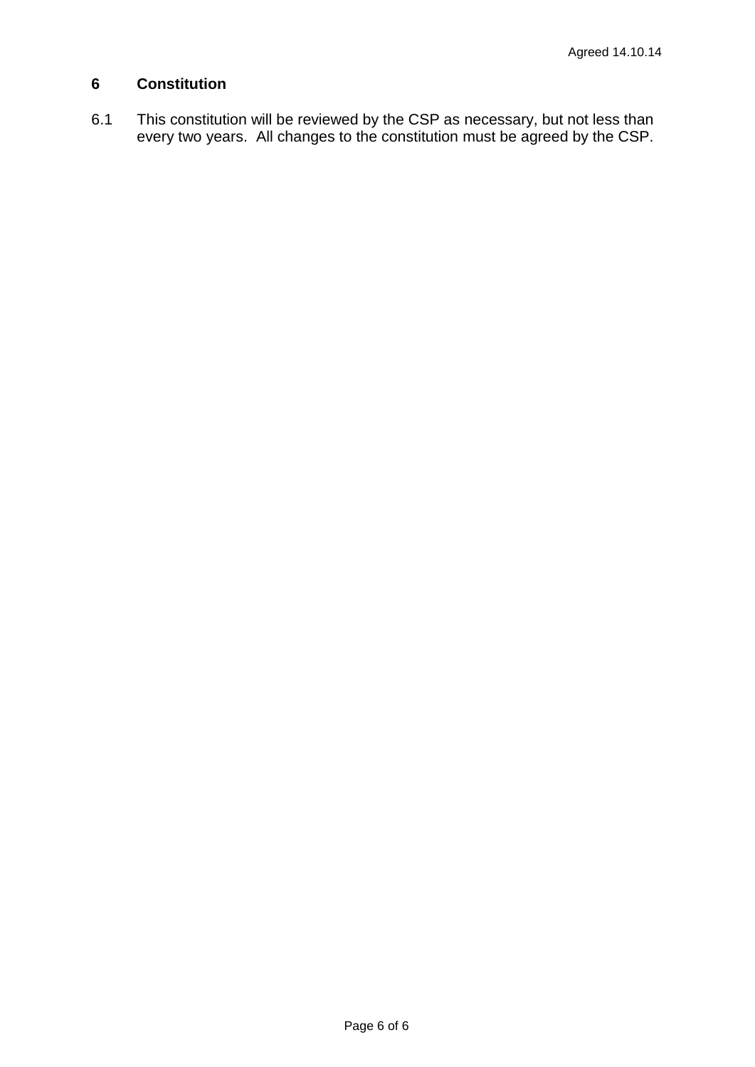## 6 Constitution

6.1 This constitution will be reviewed by the CSP as necessary, but not less than every two years. All changes to the constitution must be agreed by the CSP.